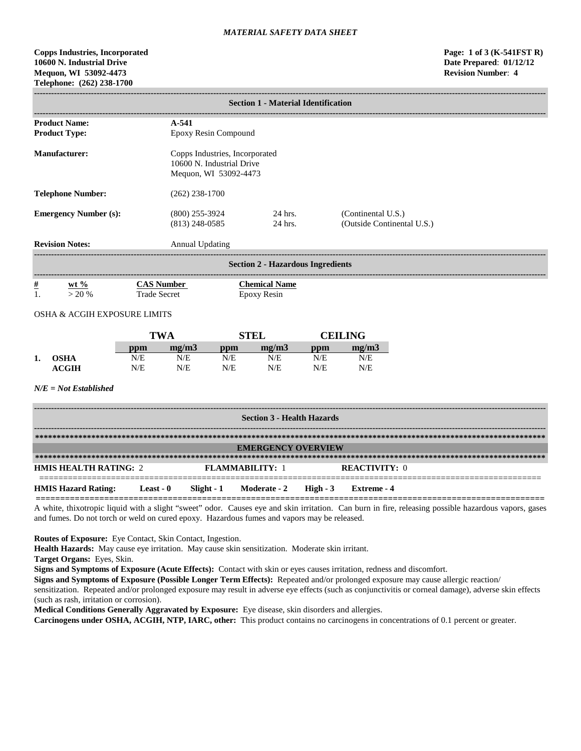*MATERIAL SAFETY DATA SHEET*

**Copps Industries, Incorporated**
**10600 N. Industrial Drive**
**Mequon, WI 53092-4473**
**Telephone: (262) 238-1700**

**Page: 1 of 3 (K-541FST R)**
**Date Prepared: 01/12/12**
**Revision Number: 4**

## Section 1 - Material Identification

**Product Name:** **A-541**

**Product Type:** Epoxy Resin Compound

**Manufacturer:** Copps Industries, Incorporated
10600 N. Industrial Drive
Mequon, WI 53092-4473

**Telephone Number:** (262) 238-1700

**Emergency Number (s):**

| | | |
|---|---|---|
| (800) 255-3924 | 24 hrs. | (Continental U.S.) |
| (813) 248-0585 | 24 hrs. | (Outside Continental U.S.) |

**Revision Notes:** Annual Updating

## Section 2 - Hazardous Ingredients

| # | wt % | CAS Number | Chemical Name |
|---|---|---|---|
| 1. | > 20 % | Trade Secret | Epoxy Resin |

OSHA & ACGIH EXPOSURE LIMITS

| | | TWA | | STEL | | CEILING | |
|---|---|---|---|---|---|---|---|
| | | ppm | mg/m3 | ppm | mg/m3 | ppm | mg/m3 |
| 1. | OSHA | N/E | N/E | N/E | N/E | N/E | N/E |
| | ACGIH | N/E | N/E | N/E | N/E | N/E | N/E |

***N/E = Not Established***

## Section 3 - Health Hazards

### EMERGENCY OVERVIEW

**HMIS HEALTH RATING:** 2 **FLAMMABILITY:** 1 **REACTIVITY:** 0

**HMIS Hazard Rating: Least - 0 Slight - 1 Moderate - 2 High - 3 Extreme - 4**

A white, thixotropic liquid with a slight "sweet" odor. Causes eye and skin irritation. Can burn in fire, releasing possible hazardous vapors, gases and fumes. Do not torch or weld on cured epoxy. Hazardous fumes and vapors may be released.

**Routes of Exposure:** Eye Contact, Skin Contact, Ingestion.
**Health Hazards:** May cause eye irritation. May cause skin sensitization. Moderate skin irritant.
**Target Organs:** Eyes, Skin.
**Signs and Symptoms of Exposure (Acute Effects):** Contact with skin or eyes causes irritation, redness and discomfort.
**Signs and Symptoms of Exposure (Possible Longer Term Effects):** Repeated and/or prolonged exposure may cause allergic reaction/ sensitization. Repeated and/or prolonged exposure may result in adverse eye effects (such as conjunctivitis or corneal damage), adverse skin effects (such as rash, irritation or corrosion).
**Medical Conditions Generally Aggravated by Exposure:** Eye disease, skin disorders and allergies.
**Carcinogens under OSHA, ACGIH, NTP, IARC, other:** This product contains no carcinogens in concentrations of 0.1 percent or greater.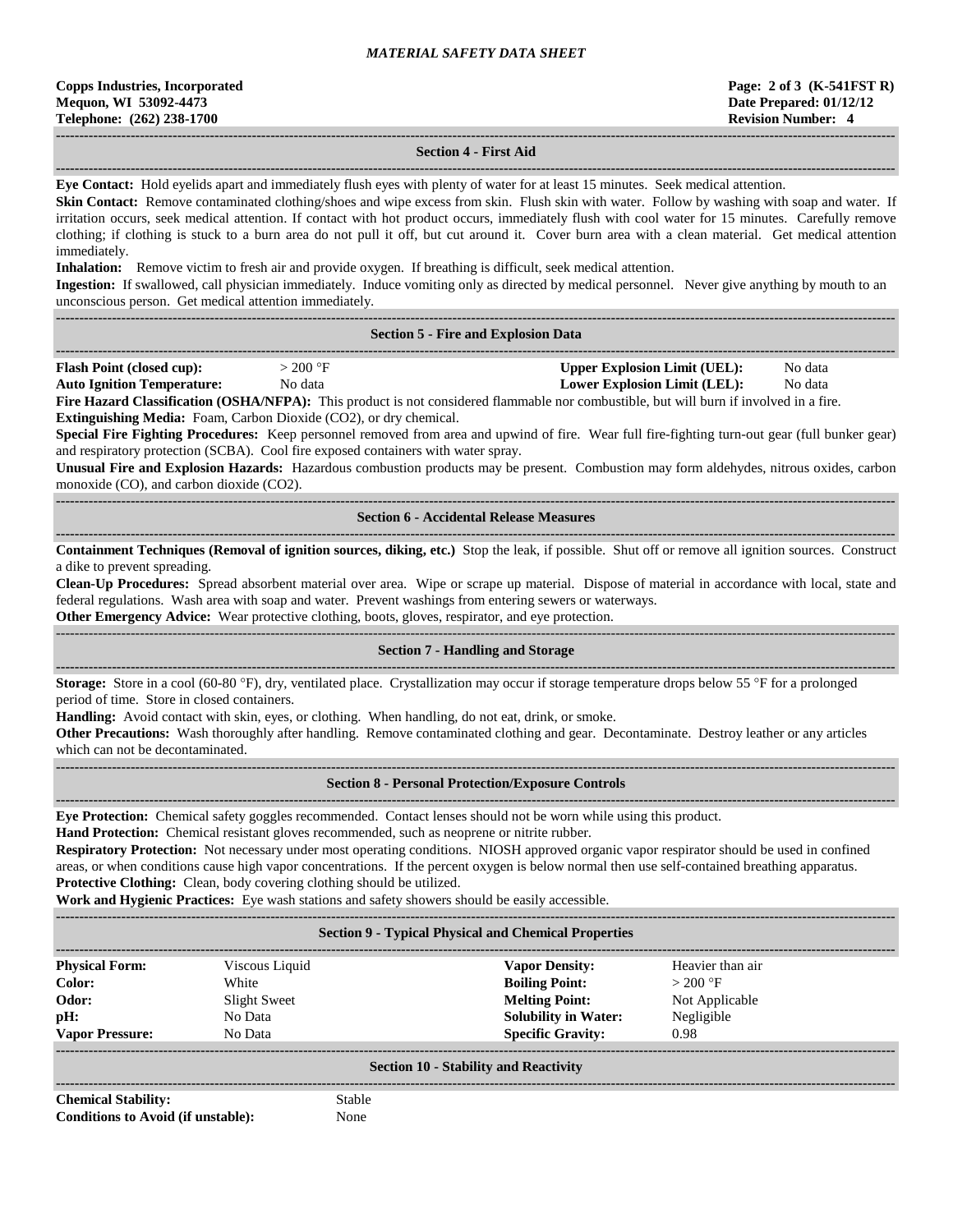## Section 4 - First Aid

**Eye Contact:** Hold eyelids apart and immediately flush eyes with plenty of water for at least 15 minutes. Seek medical attention.

**Skin Contact:** Remove contaminated clothing/shoes and wipe excess from skin. Flush skin with water. Follow by washing with soap and water. If irritation occurs, seek medical attention. If contact with hot product occurs, immediately flush with cool water for 15 minutes. Carefully remove clothing; if clothing is stuck to a burn area do not pull it off, but cut around it. Cover burn area with a clean material. Get medical attention immediately.

**Inhalation:** Remove victim to fresh air and provide oxygen. If breathing is difficult, seek medical attention.

**Ingestion:** If swallowed, call physician immediately. Induce vomiting only as directed by medical personnel. Never give anything by mouth to an unconscious person. Get medical attention immediately.

## Section 5 - Fire and Explosion Data

| | | | |
|---|---|---|---|
| **Flash Point (closed cup):** | > 200 °F | **Upper Explosion Limit (UEL):** | No data |
| **Auto Ignition Temperature:** | No data | **Lower Explosion Limit (LEL):** | No data |

**Fire Hazard Classification (OSHA/NFPA):** This product is not considered flammable nor combustible, but will burn if involved in a fire.

**Extinguishing Media:** Foam, Carbon Dioxide ($CO_2$), or dry chemical.

**Special Fire Fighting Procedures:** Keep personnel removed from area and upwind of fire. Wear full fire-fighting turn-out gear (full bunker gear) and respiratory protection (SCBA). Cool fire exposed containers with water spray.

**Unusual Fire and Explosion Hazards:** Hazardous combustion products may be present. Combustion may form aldehydes, nitrous oxides, carbon monoxide (CO), and carbon dioxide ($CO_2$).

## Section 6 - Accidental Release Measures

**Containment Techniques (Removal of ignition sources, diking, etc.)** Stop the leak, if possible. Shut off or remove all ignition sources. Construct a dike to prevent spreading.

**Clean-Up Procedures:** Spread absorbent material over area. Wipe or scrape up material. Dispose of material in accordance with local, state and federal regulations. Wash area with soap and water. Prevent washings from entering sewers or waterways.

**Other Emergency Advice:** Wear protective clothing, boots, gloves, respirator, and eye protection.

## Section 7 - Handling and Storage

**Storage:** Store in a cool (60-80 °F), dry, ventilated place. Crystallization may occur if storage temperature drops below 55 °F for a prolonged period of time. Store in closed containers.

**Handling:** Avoid contact with skin, eyes, or clothing. When handling, do not eat, drink, or smoke.

**Other Precautions:** Wash thoroughly after handling. Remove contaminated clothing and gear. Decontaminate. Destroy leather or any articles which can not be decontaminated.

## Section 8 - Personal Protection/Exposure Controls

**Eye Protection:** Chemical safety goggles recommended. Contact lenses should not be worn while using this product.

**Hand Protection:** Chemical resistant gloves recommended, such as neoprene or nitrite rubber.

**Respiratory Protection:** Not necessary under most operating conditions. NIOSH approved organic vapor respirator should be used in confined areas, or when conditions cause high vapor concentrations. If the percent oxygen is below normal then use self-contained breathing apparatus.

**Protective Clothing:** Clean, body covering clothing should be utilized.

**Work and Hygienic Practices:** Eye wash stations and safety showers should be easily accessible.

## Section 9 - Typical Physical and Chemical Properties

| | | | |
|---|---|---|---|
| **Physical Form:** | Viscous Liquid | **Vapor Density:** | Heavier than air |
| **Color:** | White | **Boiling Point:** | > 200 °F |
| **Odor:** | Slight Sweet | **Melting Point:** | Not Applicable |
| **pH:** | No Data | **Solubility in Water:** | Negligible |
| **Vapor Pressure:** | No Data | **Specific Gravity:** | 0.98 |

## Section 10 - Stability and Reactivity

| | |
|---|---|
| **Chemical Stability:** | Stable |
| **Conditions to Avoid (if unstable):** | None |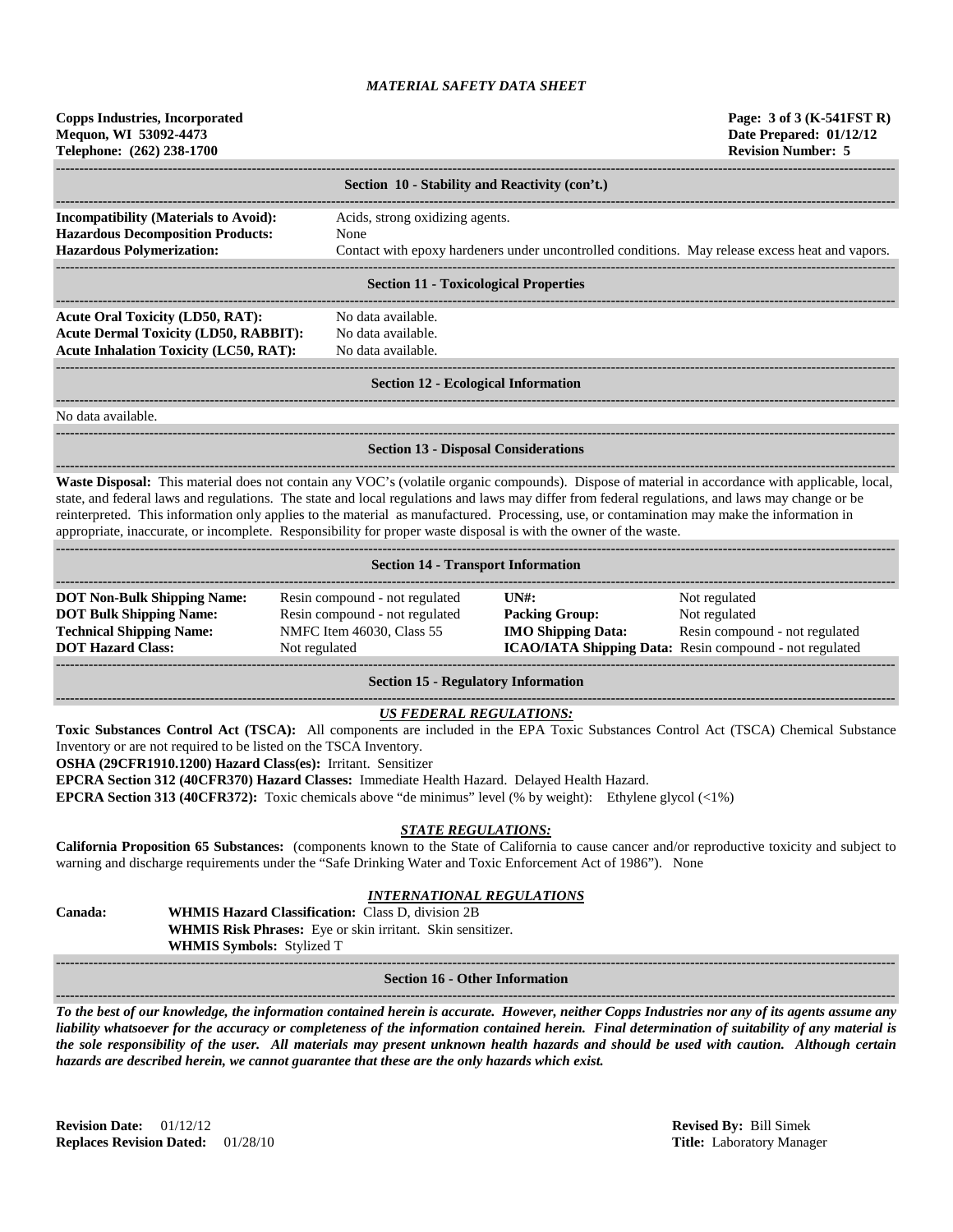## Section 10 - Stability and Reactivity (con't.)

**Incompatibility (Materials to Avoid):** Acids, strong oxidizing agents.
**Hazardous Decomposition Products:** None
**Hazardous Polymerization:** Contact with epoxy hardeners under uncontrolled conditions. May release excess heat and vapors.

## Section 11 - Toxicological Properties

**Acute Oral Toxicity (LD50, RAT):** No data available.
**Acute Dermal Toxicity (LD50, RABBIT):** No data available.
**Acute Inhalation Toxicity (LC50, RAT):** No data available.

## Section 12 - Ecological Information

No data available.

## Section 13 - Disposal Considerations

**Waste Disposal:** This material does not contain any VOC's (volatile organic compounds). Dispose of material in accordance with applicable, local, state, and federal laws and regulations. The state and local regulations and laws may differ from federal regulations, and laws may change or be reinterpreted. This information only applies to the material as manufactured. Processing, use, or contamination may make the information in appropriate, inaccurate, or incomplete. Responsibility for proper waste disposal is with the owner of the waste.

## Section 14 - Transport Information

| | | | |
|---|---|---|---|
| **DOT Non-Bulk Shipping Name:** | Resin compound - not regulated | **UN#:** | Not regulated |
| **DOT Bulk Shipping Name:** | Resin compound - not regulated | **Packing Group:** | Not regulated |
| **Technical Shipping Name:** | NMFC Item 46030, Class 55 | **IMO Shipping Data:** | Resin compound - not regulated |
| **DOT Hazard Class:** | Not regulated | **ICAO/IATA Shipping Data:** | Resin compound - not regulated |

## Section 15 - Regulatory Information

### *US FEDERAL REGULATIONS:*

**Toxic Substances Control Act (TSCA):** All components are included in the EPA Toxic Substances Control Act (TSCA) Chemical Substance Inventory or are not required to be listed on the TSCA Inventory.
**OSHA (29CFR1910.1200) Hazard Class(es):** Irritant. Sensitizer
**EPCRA Section 312 (40CFR370) Hazard Classes:** Immediate Health Hazard. Delayed Health Hazard.
**EPCRA Section 313 (40CFR372):** Toxic chemicals above "de minimus" level (% by weight): Ethylene glycol (<1%)

### *STATE REGULATIONS:*

**California Proposition 65 Substances:** (components known to the State of California to cause cancer and/or reproductive toxicity and subject to warning and discharge requirements under the "Safe Drinking Water and Toxic Enforcement Act of 1986"). None

### *INTERNATIONAL REGULATIONS*

**Canada:**
**WHMIS Hazard Classification:** Class D, division 2B
**WHMIS Risk Phrases:** Eye or skin irritant. Skin sensitizer.
**WHMIS Symbols:** Stylized T

## Section 16 - Other Information

***To the best of our knowledge, the information contained herein is accurate. However, neither Copps Industries nor any of its agents assume any liability whatsoever for the accuracy or completeness of the information contained herein. Final determination of suitability of any material is the sole responsibility of the user. All materials may present unknown health hazards and should be used with caution. Although certain hazards are described herein, we cannot guarantee that these are the only hazards which exist.***

**Revision Date:** 01/12/12
**Replaces Revision Dated:** 01/28/10

**Revised By:** Bill Simek
**Title:** Laboratory Manager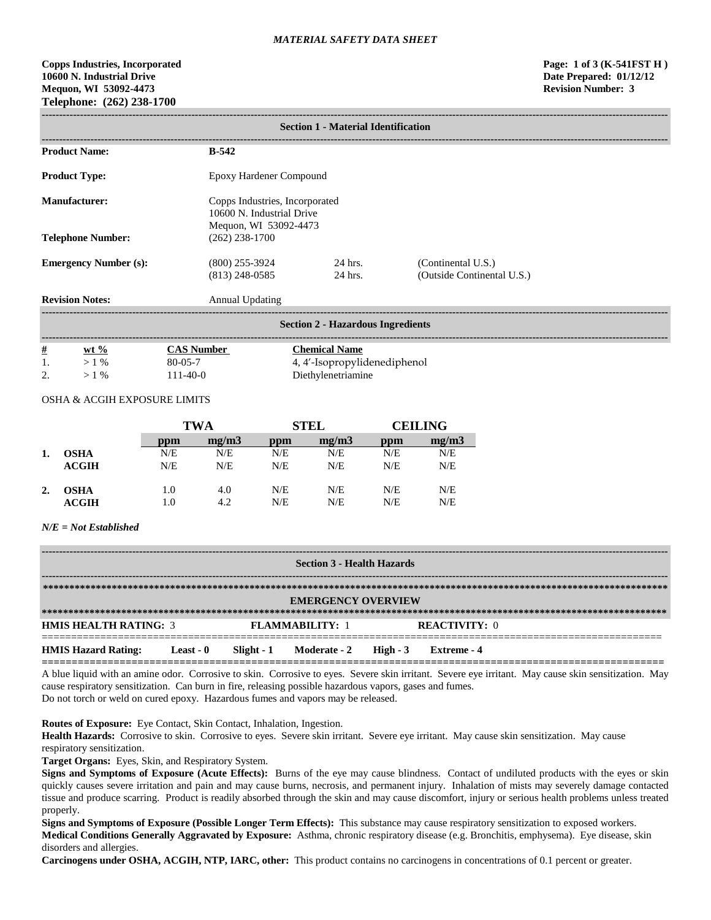*MATERIAL SAFETY DATA SHEET*

**Copps Industries, Incorporated**
**10600 N. Industrial Drive**
**Mequon, WI 53092-4473**
**Telephone: (262) 238-1700**

**Page: 1 of 3 (K-541FST H )**
**Date Prepared: 01/12/12**
**Revision Number: 3**

## Section 1 - Material Identification

| | | | |
|---|---|---|---|
| **Product Name:** | **B-542** | | |
| **Product Type:** | Epoxy Hardener Compound | | |
| **Manufacturer:** | Copps Industries, Incorporated<br>10600 N. Industrial Drive<br>Mequon, WI 53092-4473 | | |
| **Telephone Number:** | (262) 238-1700 | | |
| **Emergency Number (s):** | (800) 255-3924<br>(813) 248-0585 | 24 hrs.<br>24 hrs. | (Continental U.S.)<br>(Outside Continental U.S.) |
| **Revision Notes:** | Annual Updating | | |

## Section 2 - Hazardous Ingredients

| # | wt % | CAS Number | Chemical Name |
|---|---|---|---|
| 1. | > 1 % | 80-05-7 | 4, 4'-Isopropylidenediphenol |
| 2. | > 1 % | 111-40-0 | Diethylenetriamine |

OSHA & ACGIH EXPOSURE LIMITS

| | | TWA | | STEL | | CEILING | |
|---|---|---|---|---|---|---|---|
| | | ppm | mg/m3 | ppm | mg/m3 | ppm | mg/m3 |
| 1. | **OSHA** | N/E | N/E | N/E | N/E | N/E | N/E |
| | **ACGIH** | N/E | N/E | N/E | N/E | N/E | N/E |
| 2. | **OSHA** | 1.0 | 4.0 | N/E | N/E | N/E | N/E |
| | **ACGIH** | 1.0 | 4.2 | N/E | N/E | N/E | N/E |

*N/E = Not Established*

## Section 3 - Health Hazards

### EMERGENCY OVERVIEW

**HMIS HEALTH RATING:** 3 **FLAMMABILITY:** 1 **REACTIVITY:** 0

**HMIS Hazard Rating: Least - 0 Slight - 1 Moderate - 2 High - 3 Extreme - 4**

A blue liquid with an amine odor. Corrosive to skin. Corrosive to eyes. Severe skin irritant. Severe eye irritant. May cause skin sensitization. May cause respiratory sensitization. Can burn in fire, releasing possible hazardous vapors, gases and fumes.
Do not torch or weld on cured epoxy. Hazardous fumes and vapors may be released.

**Routes of Exposure:** Eye Contact, Skin Contact, Inhalation, Ingestion.
**Health Hazards:** Corrosive to skin. Corrosive to eyes. Severe skin irritant. Severe eye irritant. May cause skin sensitization. May cause respiratory sensitization.
**Target Organs:** Eyes, Skin, and Respiratory System.
**Signs and Symptoms of Exposure (Acute Effects):** Burns of the eye may cause blindness. Contact of undiluted products with the eyes or skin quickly causes severe irritation and pain and may cause burns, necrosis, and permanent injury. Inhalation of mists may severely damage contacted tissue and produce scarring. Product is readily absorbed through the skin and may cause discomfort, injury or serious health problems unless treated properly.
**Signs and Symptoms of Exposure (Possible Longer Term Effects):** This substance may cause respiratory sensitization to exposed workers.
**Medical Conditions Generally Aggravated by Exposure:** Asthma, chronic respiratory disease (e.g. Bronchitis, emphysema). Eye disease, skin disorders and allergies.
**Carcinogens under OSHA, ACGIH, NTP, IARC, other:** This product contains no carcinogens in concentrations of 0.1 percent or greater.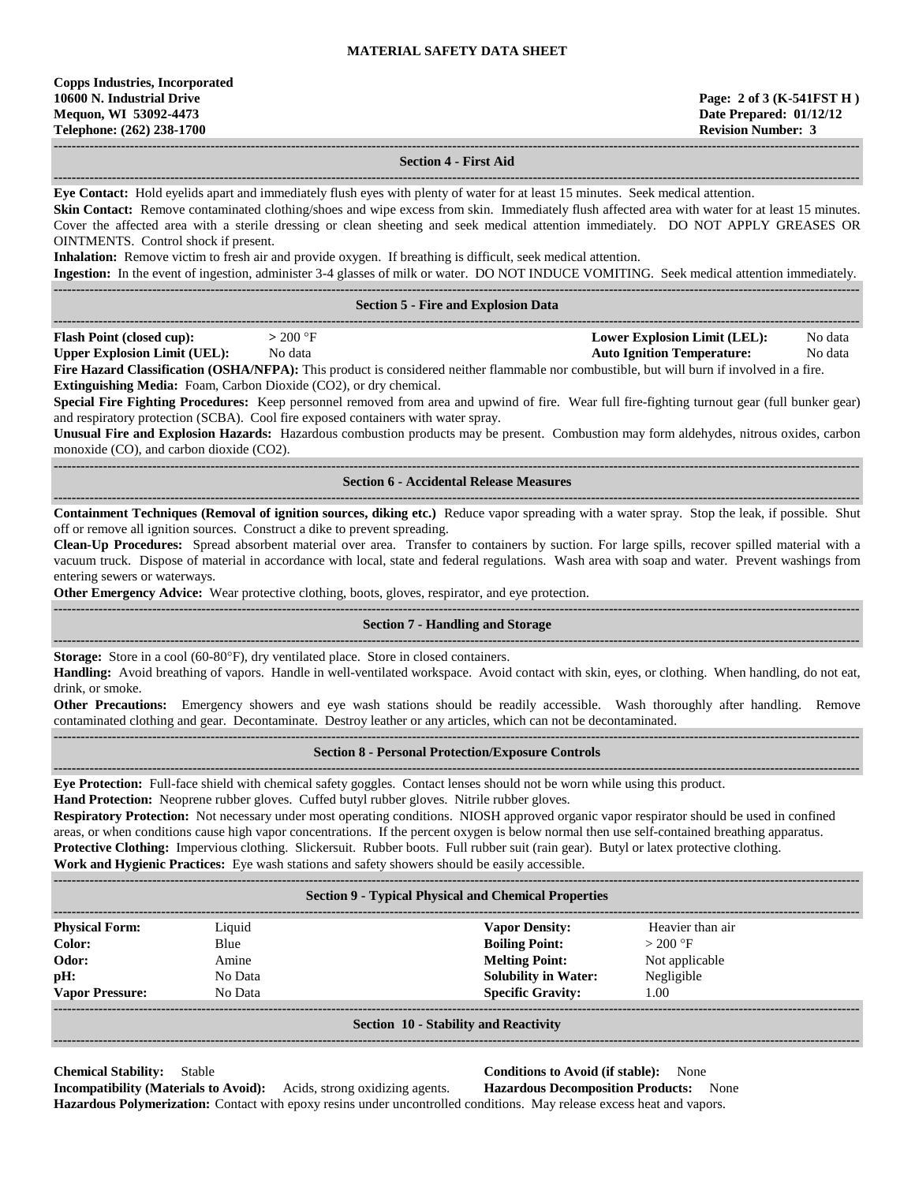# MATERIAL SAFETY DATA SHEET

**Copps Industries, Incorporated**
**10600 N. Industrial Drive**
**Mequon, WI 53092-4473**
**Telephone: (262) 238-1700**

**Page: 2 of 3 (K-541FST H )**
**Date Prepared: 01/12/12**
**Revision Number: 3**

## Section 4 - First Aid

**Eye Contact:** Hold eyelids apart and immediately flush eyes with plenty of water for at least 15 minutes. Seek medical attention.

**Skin Contact:** Remove contaminated clothing/shoes and wipe excess from skin. Immediately flush affected area with water for at least 15 minutes. Cover the affected area with a sterile dressing or clean sheeting and seek medical attention immediately. DO NOT APPLY GREASES OR OINTMENTS. Control shock if present.

**Inhalation:** Remove victim to fresh air and provide oxygen. If breathing is difficult, seek medical attention.

**Ingestion:** In the event of ingestion, administer 3-4 glasses of milk or water. DO NOT INDUCE VOMITING. Seek medical attention immediately.

## Section 5 - Fire and Explosion Data

| | | | |
|---|---|---|---|
| **Flash Point (closed cup):** | > 200 °F | **Lower Explosion Limit (LEL):** | No data |
| **Upper Explosion Limit (UEL):** | No data | **Auto Ignition Temperature:** | No data |

**Fire Hazard Classification (OSHA/NFPA):** This product is considered neither flammable nor combustible, but will burn if involved in a fire.

**Extinguishing Media:** Foam, Carbon Dioxide ($CO_2$), or dry chemical.

**Special Fire Fighting Procedures:** Keep personnel removed from area and upwind of fire. Wear full fire-fighting turnout gear (full bunker gear) and respiratory protection (SCBA). Cool fire exposed containers with water spray.

**Unusual Fire and Explosion Hazards:** Hazardous combustion products may be present. Combustion may form aldehydes, nitrous oxides, carbon monoxide (CO), and carbon dioxide ($CO_2$).

## Section 6 - Accidental Release Measures

**Containment Techniques (Removal of ignition sources, diking etc.)** Reduce vapor spreading with a water spray. Stop the leak, if possible. Shut off or remove all ignition sources. Construct a dike to prevent spreading.

**Clean-Up Procedures:** Spread absorbent material over area. Transfer to containers by suction. For large spills, recover spilled material with a vacuum truck. Dispose of material in accordance with local, state and federal regulations. Wash area with soap and water. Prevent washings from entering sewers or waterways.

**Other Emergency Advice:** Wear protective clothing, boots, gloves, respirator, and eye protection.

## Section 7 - Handling and Storage

**Storage:** Store in a cool (60-80°F), dry ventilated place. Store in closed containers.

**Handling:** Avoid breathing of vapors. Handle in well-ventilated workspace. Avoid contact with skin, eyes, or clothing. When handling, do not eat, drink, or smoke.

**Other Precautions:** Emergency showers and eye wash stations should be readily accessible. Wash thoroughly after handling. Remove contaminated clothing and gear. Decontaminate. Destroy leather or any articles, which can not be decontaminated.

## Section 8 - Personal Protection/Exposure Controls

**Eye Protection:** Full-face shield with chemical safety goggles. Contact lenses should not be worn while using this product.

**Hand Protection:** Neoprene rubber gloves. Cuffed butyl rubber gloves. Nitrile rubber gloves.

**Respiratory Protection:** Not necessary under most operating conditions. NIOSH approved organic vapor respirator should be used in confined areas, or when conditions cause high vapor concentrations. If the percent oxygen is below normal then use self-contained breathing apparatus.

**Protective Clothing:** Impervious clothing. Slickersuit. Rubber boots. Full rubber suit (rain gear). Butyl or latex protective clothing.

**Work and Hygienic Practices:** Eye wash stations and safety showers should be easily accessible.

## Section 9 - Typical Physical and Chemical Properties

| | | | |
|---|---|---|---|
| **Physical Form:** | Liquid | **Vapor Density:** | Heavier than air |
| **Color:** | Blue | **Boiling Point:** | > 200 °F |
| **Odor:** | Amine | **Melting Point:** | Not applicable |
| **pH:** | No Data | **Solubility in Water:** | Negligible |
| **Vapor Pressure:** | No Data | **Specific Gravity:** | 1.00 |

## Section 10 - Stability and Reactivity

| | | | |
|---|---|---|---|
| **Chemical Stability:** | Stable | **Conditions to Avoid (if stable):** | None |
| **Incompatibility (Materials to Avoid):** | Acids, strong oxidizing agents. | **Hazardous Decomposition Products:** | None |

**Hazardous Polymerization:** Contact with epoxy resins under uncontrolled conditions. May release excess heat and vapors.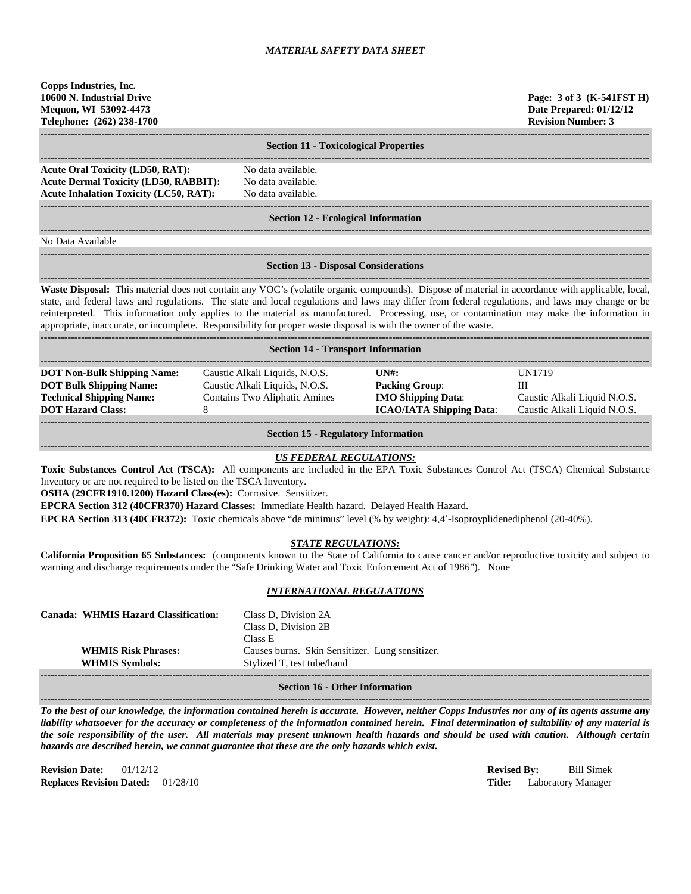## Section 11 - Toxicological Properties

| | |
|---|---|
| **Acute Oral Toxicity (LD50, RAT):** | No data available. |
| **Acute Dermal Toxicity (LD50, RABBIT):** | No data available. |
| **Acute Inhalation Toxicity (LC50, RAT):** | No data available. |

## Section 12 - Ecological Information

No Data Available

## Section 13 - Disposal Considerations

**Waste Disposal:** This material does not contain any VOC's (volatile organic compounds). Dispose of material in accordance with applicable, local, state, and federal laws and regulations. The state and local regulations and laws may differ from federal regulations, and laws may change or be reinterpreted. This information only applies to the material as manufactured. Processing, use, or contamination may make the information in appropriate, inaccurate, or incomplete. Responsibility for proper waste disposal is with the owner of the waste.

## Section 14 - Transport Information

| | | | |
|---|---|---|---|
| **DOT Non-Bulk Shipping Name:** | Caustic Alkali Liquids, N.O.S. | **UN#:** | UN1719 |
| **DOT Bulk Shipping Name:** | Caustic Alkali Liquids, N.O.S. | **Packing Group:** | III |
| **Technical Shipping Name:** | Contains Two Aliphatic Amines | **IMO Shipping Data:** | Caustic Alkali Liquid N.O.S. |
| **DOT Hazard Class:** | 8 | **ICAO/IATA Shipping Data:** | Caustic Alkali Liquid N.O.S. |

## Section 15 - Regulatory Information

### *US FEDERAL REGULATIONS:*

**Toxic Substances Control Act (TSCA):** All components are included in the EPA Toxic Substances Control Act (TSCA) Chemical Substance Inventory or are not required to be listed on the TSCA Inventory.

**OSHA (29CFR1910.1200) Hazard Class(es):** Corrosive. Sensitizer.

**EPCRA Section 312 (40CFR370) Hazard Classes:** Immediate Health hazard. Delayed Health Hazard.

**EPCRA Section 313 (40CFR372):** Toxic chemicals above "de minimus" level (% by weight): 4,4′-Isoproyplidenediphenol (20-40%).

### *STATE REGULATIONS:*

**California Proposition 65 Substances:** (components known to the State of California to cause cancer and/or reproductive toxicity and subject to warning and discharge requirements under the "Safe Drinking Water and Toxic Enforcement Act of 1986"). None

### *INTERNATIONAL REGULATIONS*

| | |
|---|---|
| **Canada: WHMIS Hazard Classification:** | Class D, Division 2A<br>Class D, Division 2B<br>Class E |
| **WHMIS Risk Phrases:** | Causes burns. Skin Sensitizer. Lung sensitizer. |
| **WHMIS Symbols:** | Stylized T, test tube/hand |

## Section 16 - Other Information

***To the best of our knowledge, the information contained herein is accurate. However, neither Copps Industries nor any of its agents assume any liability whatsoever for the accuracy or completeness of the information contained herein. Final determination of suitability of any material is the sole responsibility of the user. All materials may present unknown health hazards and should be used with caution. Although certain hazards are described herein, we cannot guarantee that these are the only hazards which exist.***

**Revision Date:** 01/12/12
**Replaces Revision Dated:** 01/28/10

**Revised By:** Bill Simek
**Title:** Laboratory Manager